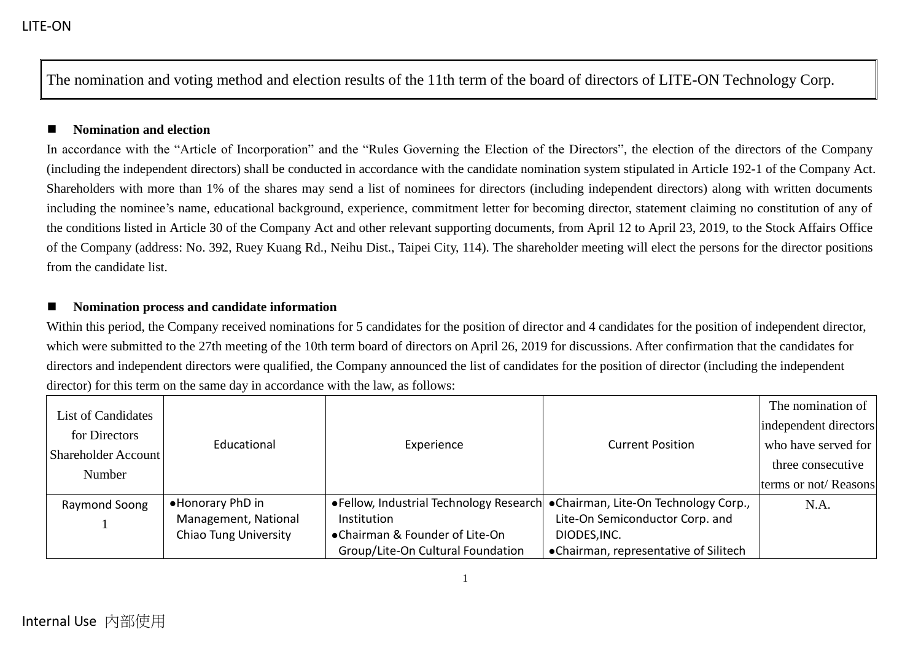# The nomination and voting method and election results of the 11th term of the board of directors of LITE-ON Technology Corp.

## Nomination and election

In accordance with the "Article of Incorporation" and the "Rules Governing the Election of the Directors", the election of the directors of the Company (including the independent directors) shall be conducted in accordance with the candidate nomination system stipulated in Article 192-1 of the Company Act. Shareholders with more than 1% of the shares may send a list of nominees for directors (including independent directors) along with written documents including the nominee's name, educational background, experience, commitment letter for becoming director, statement claiming no constitution of any of the conditions listed in Article 30 of the Company Act and other relevant supporting documents, from April 12 to April 23, 2019, to the Stock Affairs Office of the Company (address: No. 392, Ruey Kuang Rd., Neihu Dist., Taipei City, 114). The shareholder meeting will elect the persons for the director positions from the candidate list.

## Nomination process and candidate information

Within this period, the Company received nominations for 5 candidates for the position of director and 4 candidates for the position of independent director, which were submitted to the 27th meeting of the 10th term board of directors on April 26, 2019 for discussions. After confirmation that the candidates for directors and independent directors were qualified, the Company announced the list of candidates for the position of director (including the independent director) for this term on the same day in accordance with the law, as follows:

| List of Candidates for Directors Shareholder Account Number | Educational | Experience | Current Position | The nomination of independent directors who have served for three consecutive terms or not/ Reasons |
|---|---|---|---|---|
| Raymond Soong<br>1 | ●Honorary PhD in Management, National Chiao Tung University | ●Fellow, Industrial Technology Research Institution<br>●Chairman & Founder of Lite-On Group/Lite-On Cultural Foundation | ●Chairman, Lite-On Technology Corp., Lite-On Semiconductor Corp. and DIODES,INC.<br>●Chairman, representative of Silitech | N.A. |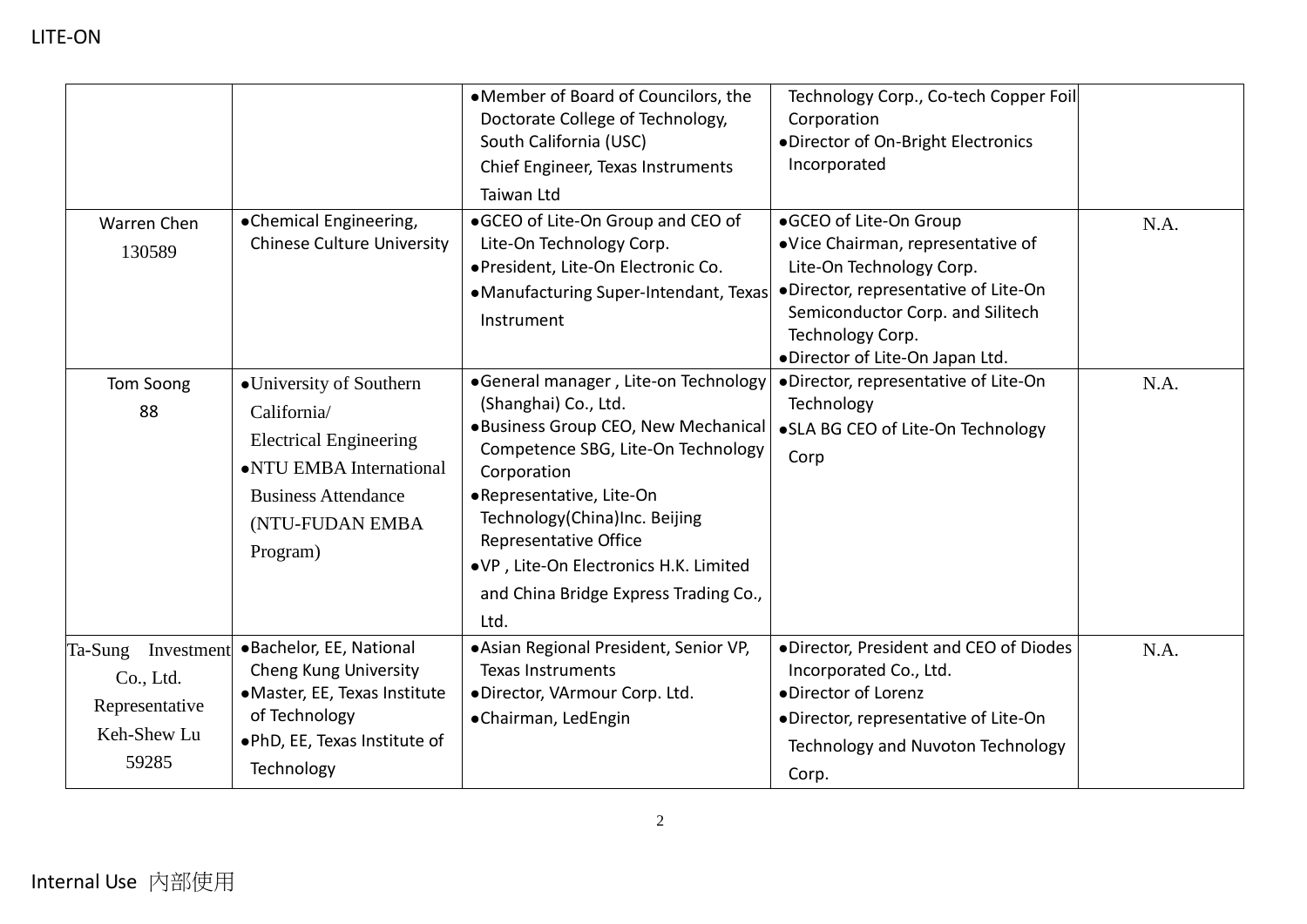| | | | | |
|---|---|---|---|---|
| | | ●Member of Board of Councilors, the Doctorate College of Technology, South California (USC)<br>Chief Engineer, Texas Instruments Taiwan Ltd | Technology Corp., Co-tech Copper Foil Corporation<br>●Director of On-Bright Electronics Incorporated | |
| Warren Chen<br>130589 | ●Chemical Engineering, Chinese Culture University | ●GCEO of Lite-On Group and CEO of Lite-On Technology Corp.<br>●President, Lite-On Electronic Co.<br>●Manufacturing Super-Intendant, Texas Instrument | ●GCEO of Lite-On Group<br>●Vice Chairman, representative of Lite-On Technology Corp.<br>●Director, representative of Lite-On Semiconductor Corp. and Silitech Technology Corp.<br>●Director of Lite-On Japan Ltd. | N.A. |
| Tom Soong<br>88 | ●University of Southern California/ Electrical Engineering<br>●NTU EMBA International Business Attendance (NTU-FUDAN EMBA Program) | ●General manager , Lite-on Technology (Shanghai) Co., Ltd.<br>●Business Group CEO, New Mechanical Competence SBG, Lite-On Technology Corporation<br>●Representative, Lite-On Technology(China)Inc. Beijing Representative Office<br>●VP , Lite-On Electronics H.K. Limited and China Bridge Express Trading Co., Ltd. | ●Director, representative of Lite-On Technology<br>●SLA BG CEO of Lite-On Technology Corp | N.A. |
| Ta-Sung Investment Co., Ltd. Representative Keh-Shew Lu<br>59285 | ●Bachelor, EE, National Cheng Kung University<br>●Master, EE, Texas Institute of Technology<br>●PhD, EE, Texas Institute of Technology | ●Asian Regional President, Senior VP, Texas Instruments<br>●Director, VArmour Corp. Ltd.<br>●Chairman, LedEngin | ●Director, President and CEO of Diodes Incorporated Co., Ltd.<br>●Director of Lorenz<br>●Director, representative of Lite-On Technology and Nuvoton Technology Corp. | N.A. |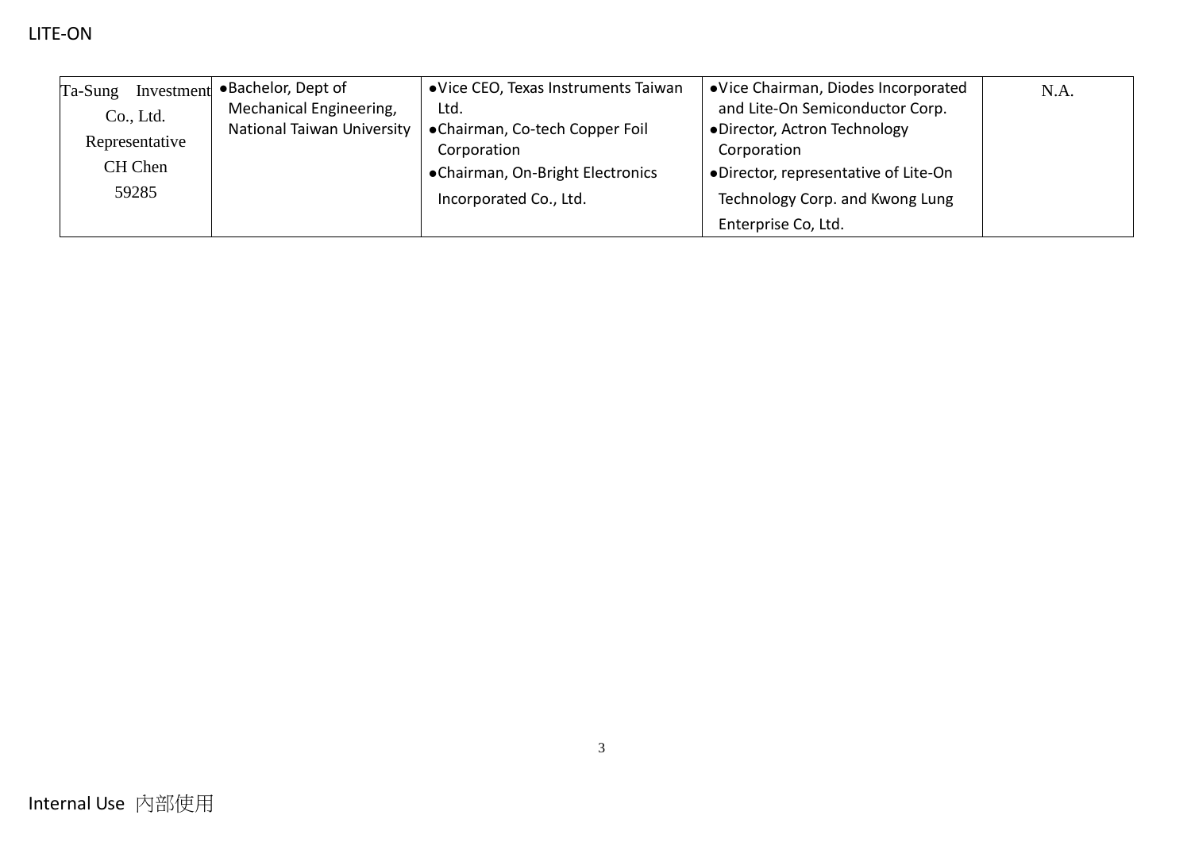| | | | | |
|---|---|---|---|---|
| Ta-Sung Investment Co., Ltd. Representative CH Chen 59285 | ●Bachelor, Dept of Mechanical Engineering, National Taiwan University | ●Vice CEO, Texas Instruments Taiwan Ltd.<br>●Chairman, Co-tech Copper Foil Corporation<br>●Chairman, On-Bright Electronics Incorporated Co., Ltd. | ●Vice Chairman, Diodes Incorporated and Lite-On Semiconductor Corp.<br>●Director, Actron Technology Corporation<br>●Director, representative of Lite-On Technology Corp. and Kwong Lung Enterprise Co, Ltd. | N.A. |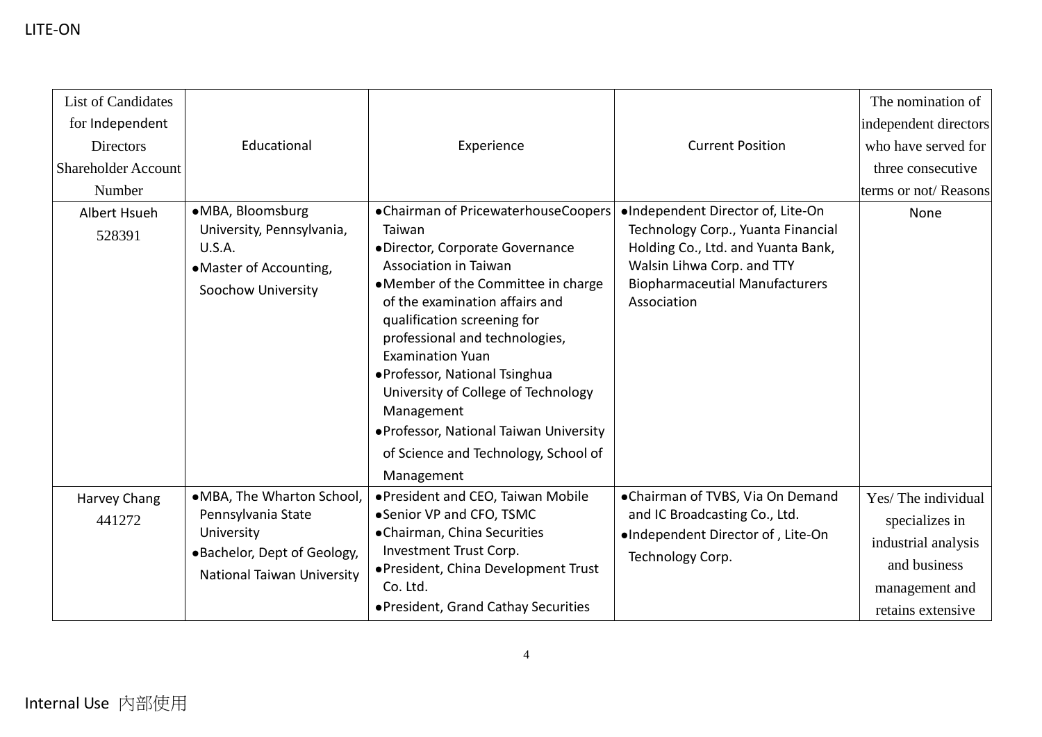| List of Candidates for Independent Directors Shareholder Account Number | Educational | Experience | Current Position | The nomination of independent directors who have served for three consecutive terms or not/ Reasons |
|---|---|---|---|---|
| Albert Hsueh 528391 | ●MBA, Bloomsburg University, Pennsylvania, U.S.A.<br>●Master of Accounting, Soochow University | ●Chairman of PricewaterhouseCoopers Taiwan<br>●Director, Corporate Governance Association in Taiwan<br>●Member of the Committee in charge of the examination affairs and qualification screening for professional and technologies, Examination Yuan<br>●Professor, National Tsinghua University of College of Technology Management<br>●Professor, National Taiwan University of Science and Technology, School of Management | ●Independent Director of, Lite-On Technology Corp., Yuanta Financial Holding Co., Ltd. and Yuanta Bank, Walsin Lihwa Corp. and TTY Biopharmaceutial Manufacturers Association | None |
| Harvey Chang 441272 | ●MBA, The Wharton School, Pennsylvania State University<br>●Bachelor, Dept of Geology, National Taiwan University | ●President and CEO, Taiwan Mobile<br>●Senior VP and CFO, TSMC<br>●Chairman, China Securities Investment Trust Corp.<br>●President, China Development Trust Co. Ltd.<br>●President, Grand Cathay Securities | ●Chairman of TVBS, Via On Demand and IC Broadcasting Co., Ltd.<br>●Independent Director of , Lite-On Technology Corp. | Yes/ The individual specializes in industrial analysis and business management and retains extensive |

Internal Use 內部使用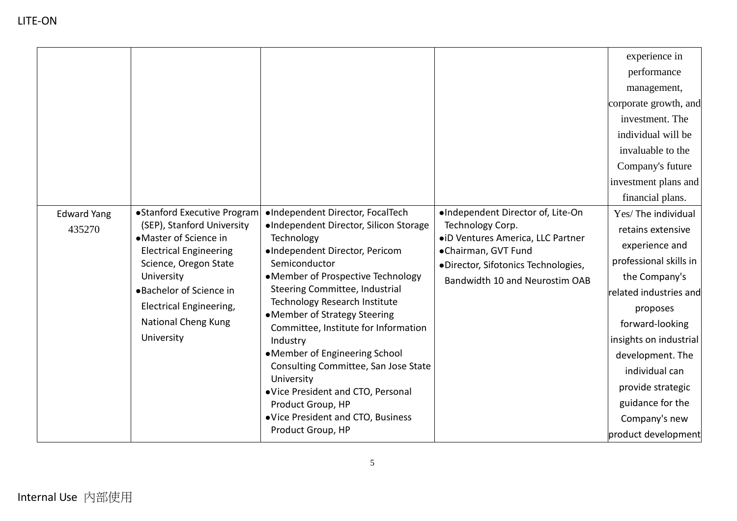| | | | | |
|---|---|---|---|---|
| | | | | experience in performance management, corporate growth, and investment. The individual will be invaluable to the Company's future investment plans and financial plans. |
| Edward Yang 435270 | ●Stanford Executive Program (SEP), Stanford University<br>●Master of Science in Electrical Engineering Science, Oregon State University<br>●Bachelor of Science in Electrical Engineering, National Cheng Kung University | ●Independent Director, FocalTech<br>●Independent Director, Silicon Storage Technology<br>●Independent Director, Pericom Semiconductor<br>●Member of Prospective Technology Steering Committee, Industrial Technology Research Institute<br>●Member of Strategy Steering Committee, Institute for Information Industry<br>●Member of Engineering School Consulting Committee, San Jose State University<br>●Vice President and CTO, Personal Product Group, HP<br>●Vice President and CTO, Business Product Group, HP | ●Independent Director of, Lite-On Technology Corp.<br>●iD Ventures America, LLC Partner<br>●Chairman, GVT Fund<br>●Director, Sifotonics Technologies, Bandwidth 10 and Neurostim OAB | Yes/ The individual retains extensive experience and professional skills in the Company's related industries and proposes forward-looking insights on industrial development. The individual can provide strategic guidance for the Company's new product development |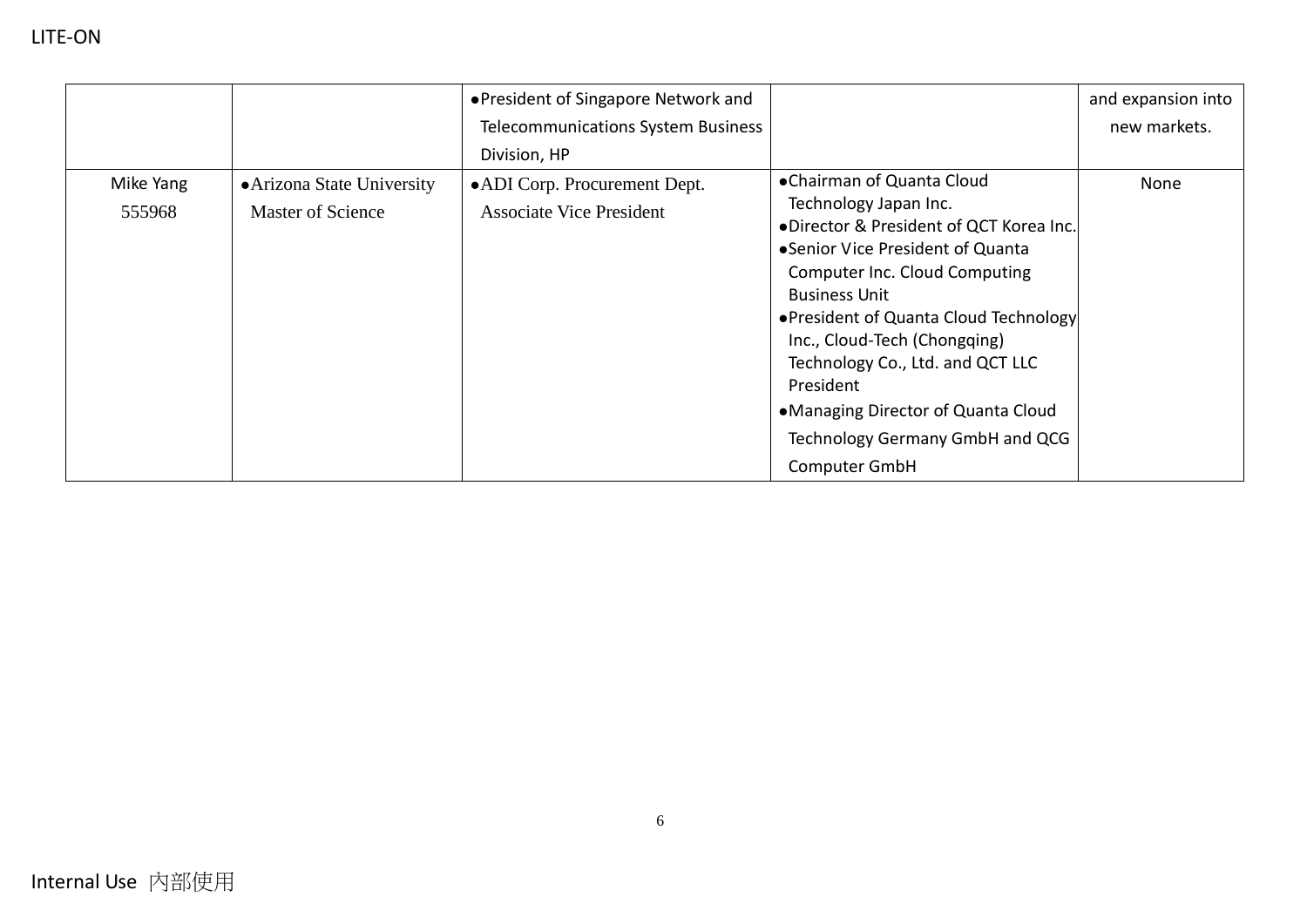| | | | | |
|---|---|---|---|---|
| | | ●President of Singapore Network and Telecommunications System Business Division, HP | | and expansion into new markets. |
| Mike Yang 555968 | ●Arizona State University Master of Science | ●ADI Corp. Procurement Dept. Associate Vice President | ●Chairman of Quanta Cloud Technology Japan Inc. ●Director & President of QCT Korea Inc. ●Senior Vice President of Quanta Computer Inc. Cloud Computing Business Unit ●President of Quanta Cloud Technology Inc., Cloud-Tech (Chongqing) Technology Co., Ltd. and QCT LLC President ●Managing Director of Quanta Cloud Technology Germany GmbH and QCG Computer GmbH | None |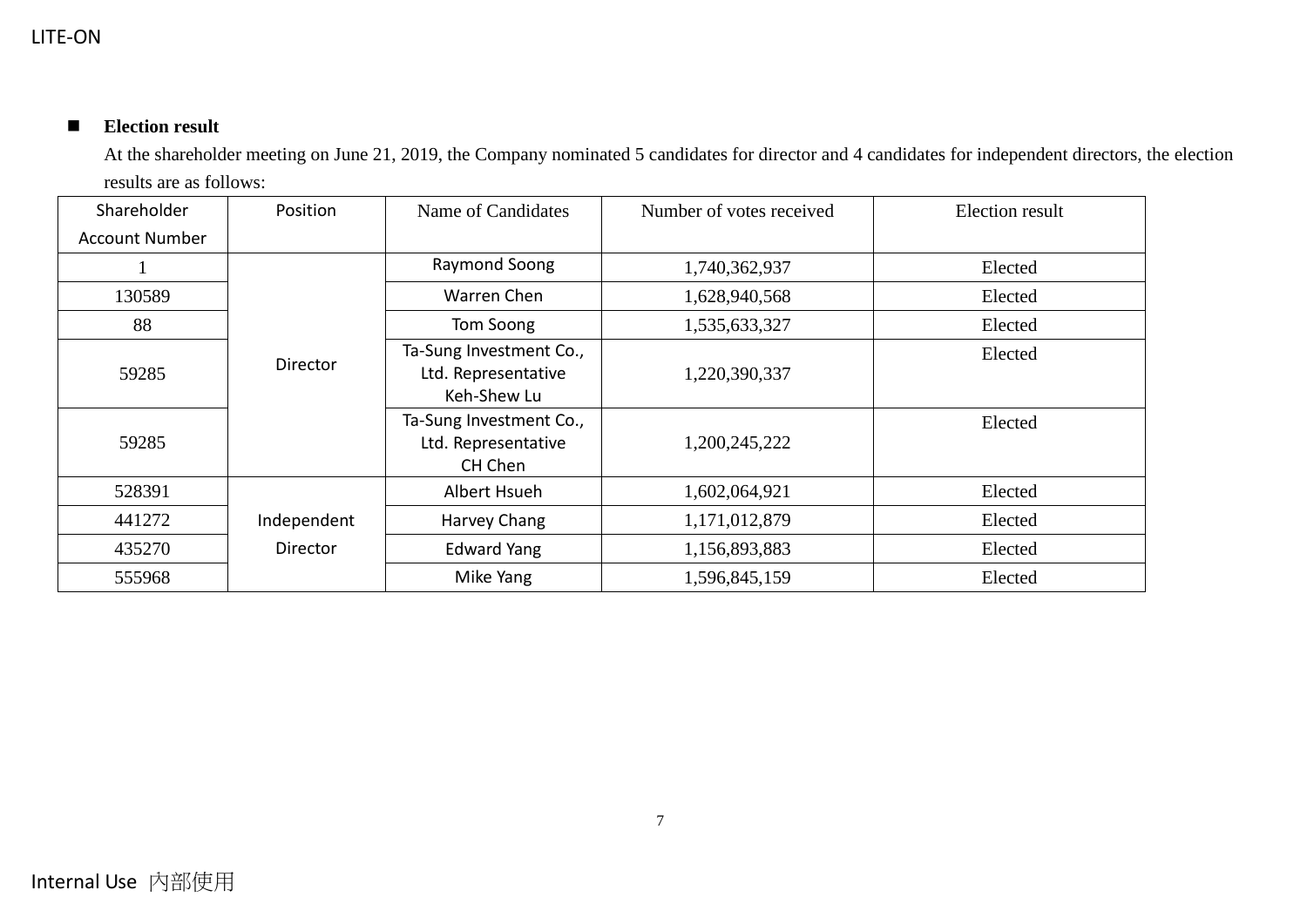- **Election result**

At the shareholder meeting on June 21, 2019, the Company nominated 5 candidates for director and 4 candidates for independent directors, the election results are as follows:

| Shareholder Account Number | Position | Name of Candidates | Number of votes received | Election result |
|---|---|---|---|---|
| 1 | Director | Raymond Soong | 1,740,362,937 | Elected |
| 130589 | | Warren Chen | 1,628,940,568 | Elected |
| 88 | | Tom Soong | 1,535,633,327 | Elected |
| 59285 | | Ta-Sung Investment Co., Ltd. Representative Keh-Shew Lu | 1,220,390,337 | Elected |
| 59285 | | Ta-Sung Investment Co., Ltd. Representative CH Chen | 1,200,245,222 | Elected |
| 528391 | Independent Director | Albert Hsueh | 1,602,064,921 | Elected |
| 441272 | | Harvey Chang | 1,171,012,879 | Elected |
| 435270 | | Edward Yang | 1,156,893,883 | Elected |
| 555968 | | Mike Yang | 1,596,845,159 | Elected |